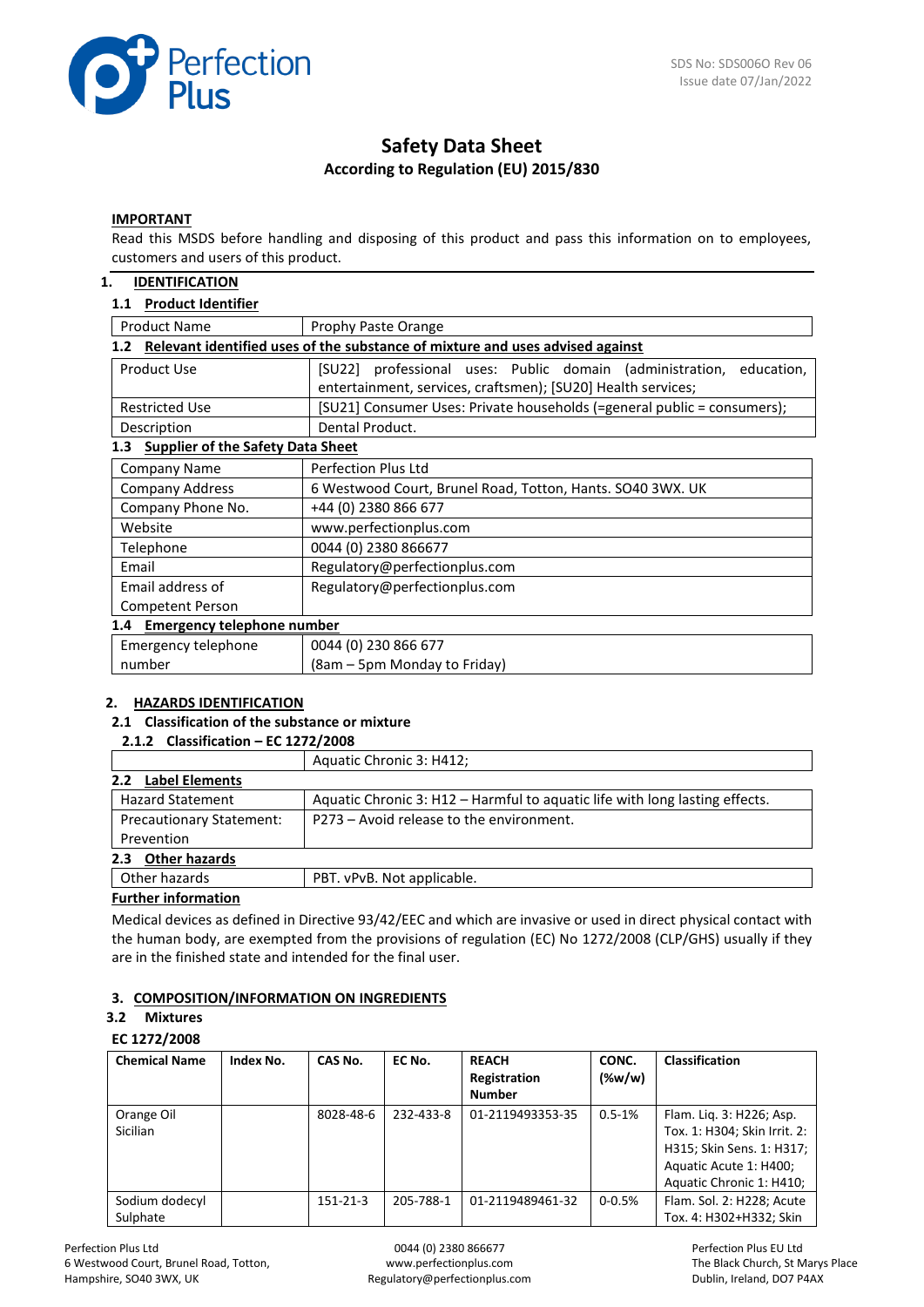SDS No: SDS006O Rev 06
Issue date 07/Jan/2022

# Safety Data Sheet

**According to Regulation (EU) 2015/830**

**IMPORTANT**

Read this MSDS before handling and disposing of this product and pass this information on to employees, customers and users of this product.

## 1. IDENTIFICATION

### 1.1 Product Identifier

| Product Name | Prophy Paste Orange |
|---|---|

### 1.2 Relevant identified uses of the substance of mixture and uses advised against

| Product Use | [SU22] professional uses: Public domain (administration, education, entertainment, services, craftsmen); [SU20] Health services; |
|---|---|
| Restricted Use | [SU21] Consumer Uses: Private households (=general public = consumers); |
| Description | Dental Product. |

### 1.3 Supplier of the Safety Data Sheet

| Company Name | Perfection Plus Ltd |
|---|---|
| Company Address | 6 Westwood Court, Brunel Road, Totton, Hants. SO40 3WX. UK |
| Company Phone No. | +44 (0) 2380 866 677 |
| Website | www.perfectionplus.com |
| Telephone | 0044 (0) 2380 866677 |
| Email | Regulatory@perfectionplus.com |
| Email address of Competent Person | Regulatory@perfectionplus.com |

### 1.4 Emergency telephone number

| Emergency telephone number | 0044 (0) 230 866 677 (8am – 5pm Monday to Friday) |
|---|---|

## 2. HAZARDS IDENTIFICATION

### 2.1 Classification of the substance or mixture

#### 2.1.2 Classification – EC 1272/2008

| | Aquatic Chronic 3: H412; |
|---|---|

### 2.2 Label Elements

| Hazard Statement | Aquatic Chronic 3: H12 – Harmful to aquatic life with long lasting effects. |
|---|---|
| Precautionary Statement: Prevention | P273 – Avoid release to the environment. |

### 2.3 Other hazards

| Other hazards | PBT. vPvB. Not applicable. |
|---|---|

**Further information**

Medical devices as defined in Directive 93/42/EEC and which are invasive or used in direct physical contact with the human body, are exempted from the provisions of regulation (EC) No 1272/2008 (CLP/GHS) usually if they are in the finished state and intended for the final user.

## 3. COMPOSITION/INFORMATION ON INGREDIENTS

### 3.2 Mixtures

**EC 1272/2008**

| Chemical Name | Index No. | CAS No. | EC No. | REACH Registration Number | CONC. (%w/w) | Classification |
|---|---|---|---|---|---|---|
| Orange Oil Sicilian | | 8028-48-6 | 232-433-8 | 01-2119493353-35 | 0.5-1% | Flam. Liq. 3: H226; Asp. Tox. 1: H304; Skin Irrit. 2: H315; Skin Sens. 1: H317; Aquatic Acute 1: H400; Aquatic Chronic 1: H410; |
| Sodium dodecyl Sulphate | | 151-21-3 | 205-788-1 | 01-2119489461-32 | 0-0.5% | Flam. Sol. 2: H228; Acute Tox. 4: H302+H332; Skin |

Perfection Plus Ltd
6 Westwood Court, Brunel Road, Totton,
Hampshire, SO40 3WX, UK

0044 (0) 2380 866677
www.perfectionplus.com
Regulatory@perfectionplus.com

Perfection Plus EU Ltd
The Black Church, St Marys Place
Dublin, Ireland, DO7 P4AX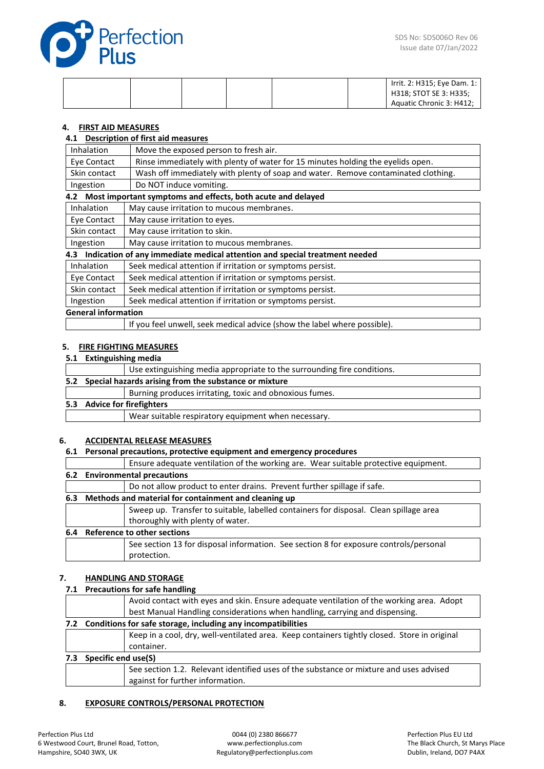| | | | | | | Irrit. 2: H315; Eye Dam. 1: H318; STOT SE 3: H335; Aquatic Chronic 3: H412; |
|---|---|---|---|---|---|---|

## 4. FIRST AID MEASURES

### 4.1 Description of first aid measures

| | |
|---|---|
| Inhalation | Move the exposed person to fresh air. |
| Eye Contact | Rinse immediately with plenty of water for 15 minutes holding the eyelids open. |
| Skin contact | Wash off immediately with plenty of soap and water. Remove contaminated clothing. |
| Ingestion | Do NOT induce vomiting. |

### 4.2 Most important symptoms and effects, both acute and delayed

| | |
|---|---|
| Inhalation | May cause irritation to mucous membranes. |
| Eye Contact | May cause irritation to eyes. |
| Skin contact | May cause irritation to skin. |
| Ingestion | May cause irritation to mucous membranes. |

### 4.3 Indication of any immediate medical attention and special treatment needed

| | |
|---|---|
| Inhalation | Seek medical attention if irritation or symptoms persist. |
| Eye Contact | Seek medical attention if irritation or symptoms persist. |
| Skin contact | Seek medical attention if irritation or symptoms persist. |
| Ingestion | Seek medical attention if irritation or symptoms persist. |

**General information**

| | |
|---|---|
| | If you feel unwell, seek medical advice (show the label where possible). |

## 5. FIRE FIGHTING MEASURES

### 5.1 Extinguishing media

| | |
|---|---|
| | Use extinguishing media appropriate to the surrounding fire conditions. |

### 5.2 Special hazards arising from the substance or mixture

| | |
|---|---|
| | Burning produces irritating, toxic and obnoxious fumes. |

### 5.3 Advice for firefighters

| | |
|---|---|
| | Wear suitable respiratory equipment when necessary. |

## 6. ACCIDENTAL RELEASE MEASURES

### 6.1 Personal precautions, protective equipment and emergency procedures

| | |
|---|---|
| | Ensure adequate ventilation of the working are. Wear suitable protective equipment. |

### 6.2 Environmental precautions

| | |
|---|---|
| | Do not allow product to enter drains. Prevent further spillage if safe. |

### 6.3 Methods and material for containment and cleaning up

| | |
|---|---|
| | Sweep up. Transfer to suitable, labelled containers for disposal. Clean spillage area thoroughly with plenty of water. |

### 6.4 Reference to other sections

| | |
|---|---|
| | See section 13 for disposal information. See section 8 for exposure controls/personal protection. |

## 7. HANDLING AND STORAGE

### 7.1 Precautions for safe handling

| | |
|---|---|
| | Avoid contact with eyes and skin. Ensure adequate ventilation of the working area. Adopt best Manual Handling considerations when handling, carrying and dispensing. |

### 7.2 Conditions for safe storage, including any incompatibilities

| | |
|---|---|
| | Keep in a cool, dry, well-ventilated area. Keep containers tightly closed. Store in original container. |

### 7.3 Specific end use(S)

| | |
|---|---|
| | See section 1.2. Relevant identified uses of the substance or mixture and uses advised against for further information. |

## 8. EXPOSURE CONTROLS/PERSONAL PROTECTION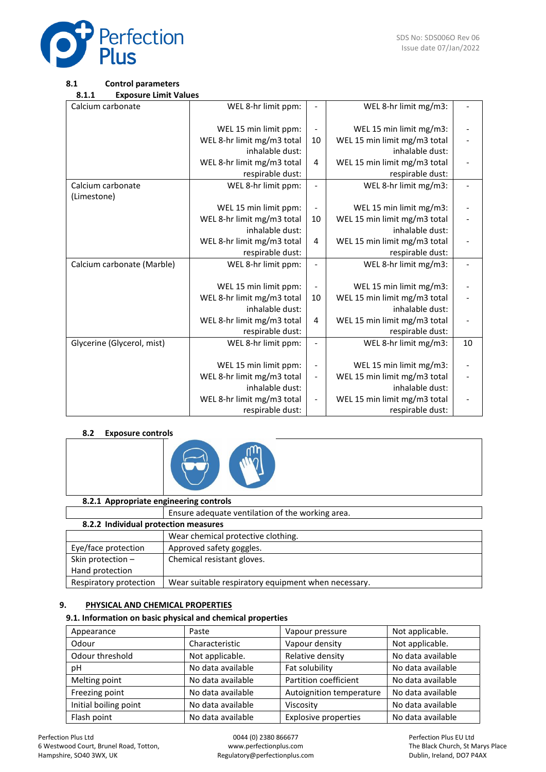### 8.1 Control parameters

#### 8.1.1 Exposure Limit Values

| Substance | | | | |
|---|---|---|---|---|
| Calcium carbonate | WEL 8-hr limit ppm: | - | WEL 8-hr limit mg/m3: | - |
| | WEL 15 min limit ppm: | - | WEL 15 min limit mg/m3: | - |
| | WEL 8-hr limit mg/m3 total inhalable dust: | 10 | WEL 15 min limit mg/m3 total inhalable dust: | - |
| | WEL 8-hr limit mg/m3 total respirable dust: | 4 | WEL 15 min limit mg/m3 total respirable dust: | - |
| Calcium carbonate (Limestone) | WEL 8-hr limit ppm: | - | WEL 8-hr limit mg/m3: | - |
| | WEL 15 min limit ppm: | - | WEL 15 min limit mg/m3: | - |
| | WEL 8-hr limit mg/m3 total inhalable dust: | 10 | WEL 15 min limit mg/m3 total inhalable dust: | - |
| | WEL 8-hr limit mg/m3 total respirable dust: | 4 | WEL 15 min limit mg/m3 total respirable dust: | - |
| Calcium carbonate (Marble) | WEL 8-hr limit ppm: | - | WEL 8-hr limit mg/m3: | - |
| | WEL 15 min limit ppm: | - | WEL 15 min limit mg/m3: | - |
| | WEL 8-hr limit mg/m3 total inhalable dust: | 10 | WEL 15 min limit mg/m3 total inhalable dust: | - |
| | WEL 8-hr limit mg/m3 total respirable dust: | 4 | WEL 15 min limit mg/m3 total respirable dust: | - |
| Glycerine (Glycerol, mist) | WEL 8-hr limit ppm: | - | WEL 8-hr limit mg/m3: | 10 |
| | WEL 15 min limit ppm: | - | WEL 15 min limit mg/m3: | - |
| | WEL 8-hr limit mg/m3 total inhalable dust: | - | WEL 15 min limit mg/m3 total inhalable dust: | - |
| | WEL 8-hr limit mg/m3 total respirable dust: | - | WEL 15 min limit mg/m3 total respirable dust: | - |

### 8.2 Exposure controls

#### 8.2.1 Appropriate engineering controls

| | |
|---|---|
| | Ensure adequate ventilation of the working area. |

#### 8.2.2 Individual protection measures

| | |
|---|---|
| | Wear chemical protective clothing. |
| Eye/face protection | Approved safety goggles. |
| Skin protection – Hand protection | Chemical resistant gloves. |
| Respiratory protection | Wear suitable respiratory equipment when necessary. |

## 9. PHYSICAL AND CHEMICAL PROPERTIES

### 9.1. Information on basic physical and chemical properties

| | | | |
|---|---|---|---|
| Appearance | Paste | Vapour pressure | Not applicable. |
| Odour | Characteristic | Vapour density | Not applicable. |
| Odour threshold | Not applicable. | Relative density | No data available |
| pH | No data available | Fat solubility | No data available |
| Melting point | No data available | Partition coefficient | No data available |
| Freezing point | No data available | Autoignition temperature | No data available |
| Initial boiling point | No data available | Viscosity | No data available |
| Flash point | No data available | Explosive properties | No data available |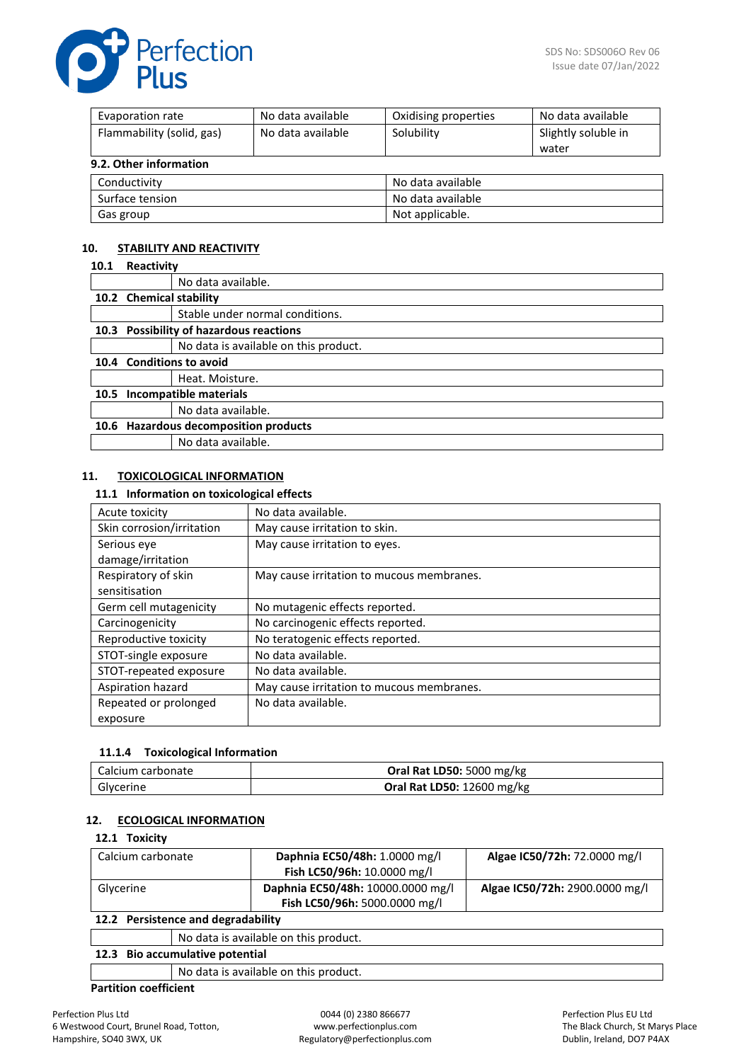| Evaporation rate | No data available | Oxidising properties | No data available |
|---|---|---|---|
| Flammability (solid, gas) | No data available | Solubility | Slightly soluble in water |

**9.2. Other information**

| Conductivity | No data available |
|---|---|
| Surface tension | No data available |
| Gas group | Not applicable. |

## 10. STABILITY AND REACTIVITY

### 10.1 Reactivity

No data available.

### 10.2 Chemical stability

Stable under normal conditions.

### 10.3 Possibility of hazardous reactions

No data is available on this product.

### 10.4 Conditions to avoid

Heat. Moisture.

### 10.5 Incompatible materials

No data available.

### 10.6 Hazardous decomposition products

No data available.

## 11. TOXICOLOGICAL INFORMATION

### 11.1 Information on toxicological effects

| Acute toxicity | No data available. |
|---|---|
| Skin corrosion/irritation | May cause irritation to skin. |
| Serious eye damage/irritation | May cause irritation to eyes. |
| Respiratory of skin sensitisation | May cause irritation to mucous membranes. |
| Germ cell mutagenicity | No mutagenic effects reported. |
| Carcinogenicity | No carcinogenic effects reported. |
| Reproductive toxicity | No teratogenic effects reported. |
| STOT-single exposure | No data available. |
| STOT-repeated exposure | No data available. |
| Aspiration hazard | May cause irritation to mucous membranes. |
| Repeated or prolonged exposure | No data available. |

#### 11.1.4 Toxicological Information

| Calcium carbonate | **Oral Rat LD50:** 5000 mg/kg |
|---|---|
| Glycerine | **Oral Rat LD50:** 12600 mg/kg |

## 12. ECOLOGICAL INFORMATION

### 12.1 Toxicity

| Calcium carbonate | **Daphnia EC50/48h:** 1.0000 mg/l<br>**Fish LC50/96h:** 10.0000 mg/l | **Algae IC50/72h:** 72.0000 mg/l |
|---|---|---|
| Glycerine | **Daphnia EC50/48h:** 10000.0000 mg/l<br>**Fish LC50/96h:** 5000.0000 mg/l | **Algae IC50/72h:** 2900.0000 mg/l |

### 12.2 Persistence and degradability

No data is available on this product.

### 12.3 Bio accumulative potential

No data is available on this product.

**Partition coefficient**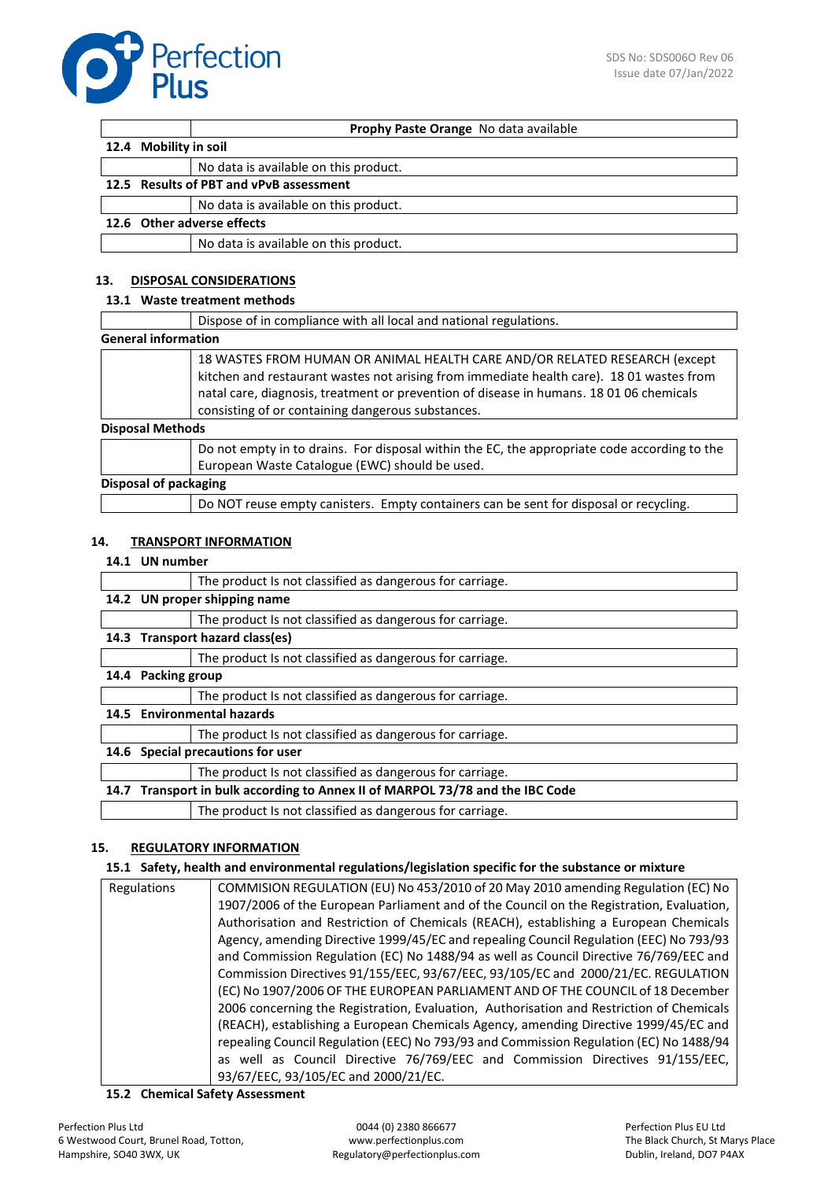| | Prophy Paste Orange No data available |
|---|---|

**12.4 Mobility in soil**

| | No data is available on this product. |
|---|---|

**12.5 Results of PBT and vPvB assessment**

| | No data is available on this product. |
|---|---|

**12.6 Other adverse effects**

| | No data is available on this product. |
|---|---|

## 13. DISPOSAL CONSIDERATIONS

**13.1 Waste treatment methods**

| | Dispose of in compliance with all local and national regulations. |
|---|---|

**General information**

| | 18 WASTES FROM HUMAN OR ANIMAL HEALTH CARE AND/OR RELATED RESEARCH (except kitchen and restaurant wastes not arising from immediate health care). 18 01 wastes from natal care, diagnosis, treatment or prevention of disease in humans. 18 01 06 chemicals consisting of or containing dangerous substances. |
|---|---|

**Disposal Methods**

| | Do not empty in to drains. For disposal within the EC, the appropriate code according to the European Waste Catalogue (EWC) should be used. |
|---|---|

**Disposal of packaging**

| | Do NOT reuse empty canisters. Empty containers can be sent for disposal or recycling. |
|---|---|

## 14. TRANSPORT INFORMATION

**14.1 UN number**

| | The product Is not classified as dangerous for carriage. |
|---|---|

**14.2 UN proper shipping name**

| | The product Is not classified as dangerous for carriage. |
|---|---|

**14.3 Transport hazard class(es)**

| | The product Is not classified as dangerous for carriage. |
|---|---|

**14.4 Packing group**

| | The product Is not classified as dangerous for carriage. |
|---|---|

**14.5 Environmental hazards**

| | The product Is not classified as dangerous for carriage. |
|---|---|

**14.6 Special precautions for user**

| | The product Is not classified as dangerous for carriage. |
|---|---|

**14.7 Transport in bulk according to Annex II of MARPOL 73/78 and the IBC Code**

| | The product Is not classified as dangerous for carriage. |
|---|---|

## 15. REGULATORY INFORMATION

**15.1 Safety, health and environmental regulations/legislation specific for the substance or mixture**

| Regulations | COMMISION REGULATION (EU) No 453/2010 of 20 May 2010 amending Regulation (EC) No 1907/2006 of the European Parliament and of the Council on the Registration, Evaluation, Authorisation and Restriction of Chemicals (REACH), establishing a European Chemicals Agency, amending Directive 1999/45/EC and repealing Council Regulation (EEC) No 793/93 and Commission Regulation (EC) No 1488/94 as well as Council Directive 76/769/EEC and Commission Directives 91/155/EEC, 93/67/EEC, 93/105/EC and 2000/21/EC. REGULATION (EC) No 1907/2006 OF THE EUROPEAN PARLIAMENT AND OF THE COUNCIL of 18 December 2006 concerning the Registration, Evaluation, Authorisation and Restriction of Chemicals (REACH), establishing a European Chemicals Agency, amending Directive 1999/45/EC and repealing Council Regulation (EEC) No 793/93 and Commission Regulation (EC) No 1488/94 as well as Council Directive 76/769/EEC and Commission Directives 91/155/EEC, 93/67/EEC, 93/105/EC and 2000/21/EC. |
|---|---|

**15.2 Chemical Safety Assessment**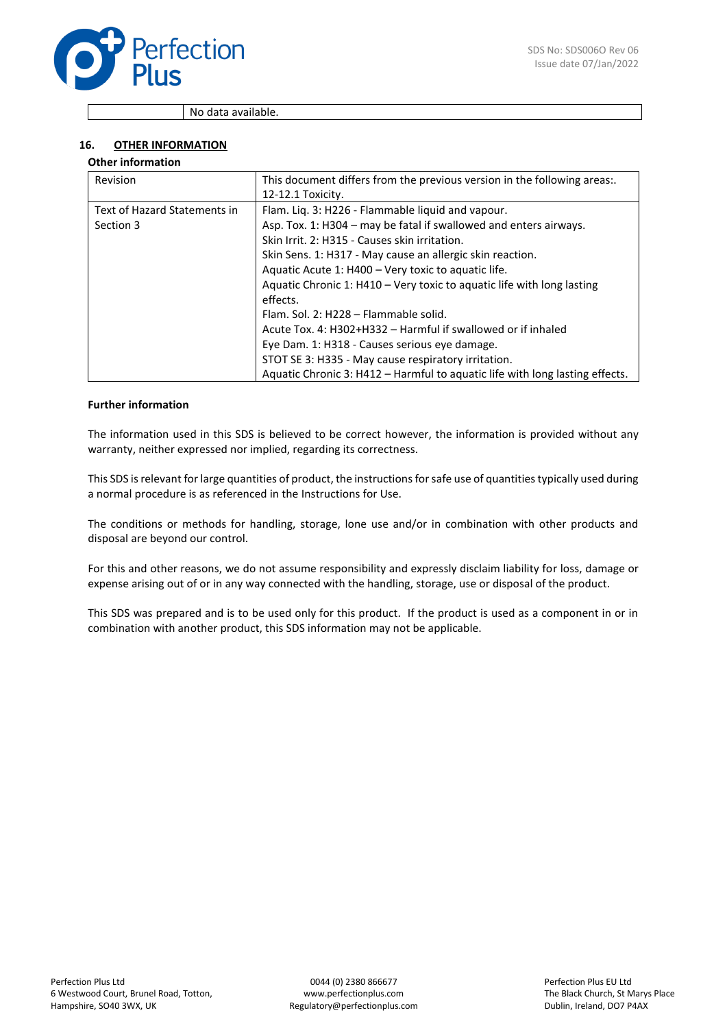| | |
|---|---|
| | No data available. |

## 16. OTHER INFORMATION

**Other information**

| | |
|---|---|
| Revision | This document differs from the previous version in the following areas:. 12-12.1 Toxicity. |
| Text of Hazard Statements in Section 3 | Flam. Liq. 3: H226 - Flammable liquid and vapour.<br>Asp. Tox. 1: H304 – may be fatal if swallowed and enters airways.<br>Skin Irrit. 2: H315 - Causes skin irritation.<br>Skin Sens. 1: H317 - May cause an allergic skin reaction.<br>Aquatic Acute 1: H400 – Very toxic to aquatic life.<br>Aquatic Chronic 1: H410 – Very toxic to aquatic life with long lasting effects.<br>Flam. Sol. 2: H228 – Flammable solid.<br>Acute Tox. 4: H302+H332 – Harmful if swallowed or if inhaled<br>Eye Dam. 1: H318 - Causes serious eye damage.<br>STOT SE 3: H335 - May cause respiratory irritation.<br>Aquatic Chronic 3: H412 – Harmful to aquatic life with long lasting effects. |

**Further information**

The information used in this SDS is believed to be correct however, the information is provided without any warranty, neither expressed nor implied, regarding its correctness.

This SDS is relevant for large quantities of product, the instructions for safe use of quantities typically used during a normal procedure is as referenced in the Instructions for Use.

The conditions or methods for handling, storage, lone use and/or in combination with other products and disposal are beyond our control.

For this and other reasons, we do not assume responsibility and expressly disclaim liability for loss, damage or expense arising out of or in any way connected with the handling, storage, use or disposal of the product.

This SDS was prepared and is to be used only for this product. If the product is used as a component in or in combination with another product, this SDS information may not be applicable.